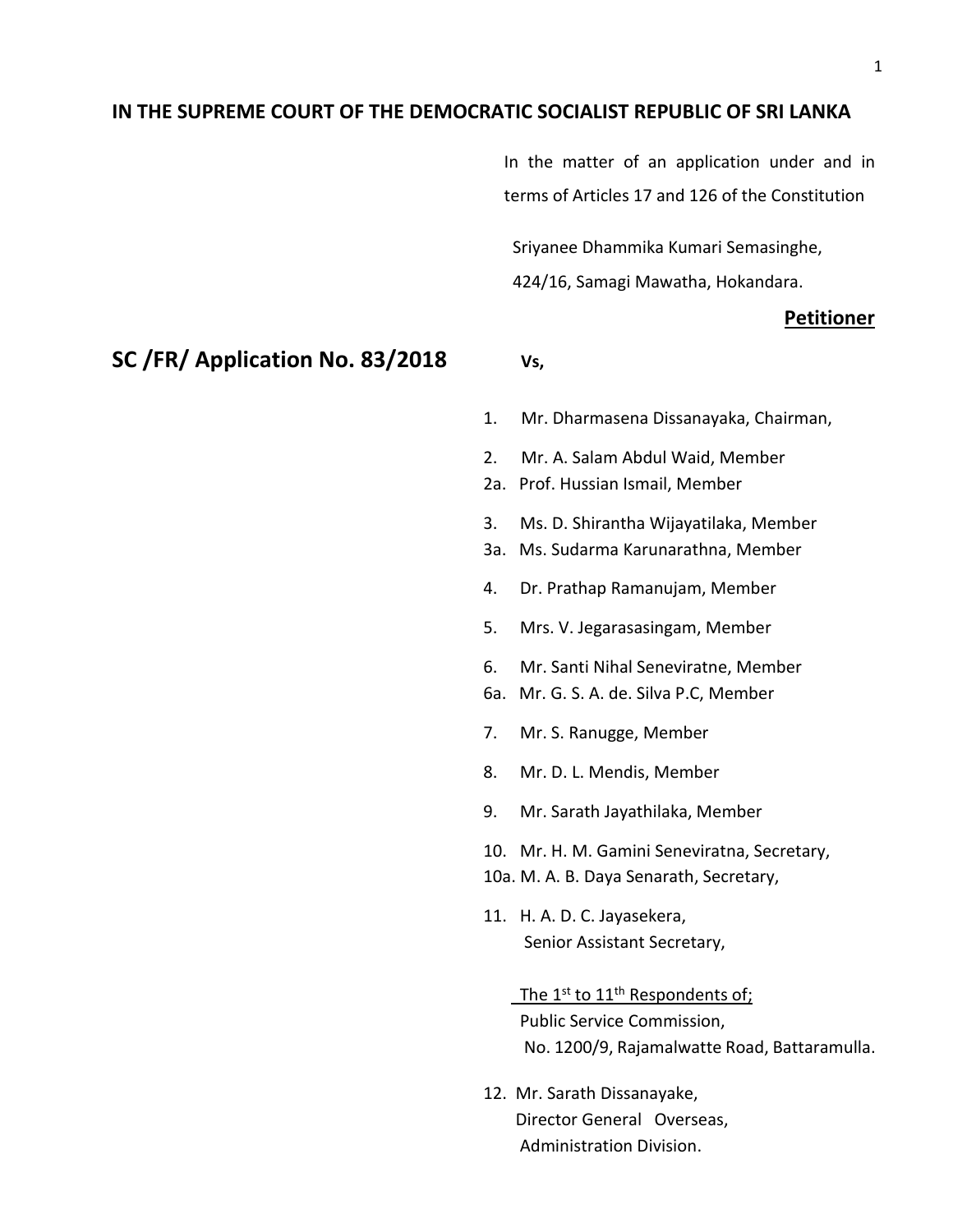**IN THE SUPREME COURT OF THE DEMOCRATIC SOCIALIST REPUBLIC OF SRI LANKA**

In the matter of an application under and in terms of Articles 17 and 126 of the Constitution

Sriyanee Dhammika Kumari Semasinghe,
424/16, Samagi Mawatha, Hokandara.

**Petitioner**

## SC /FR/ Application No. 83/2018

**Vs,**

1. Mr. Dharmasena Dissanayaka, Chairman,

2. Mr. A. Salam Abdul Waid, Member

2a. Prof. Hussian Ismail, Member

3. Ms. D. Shirantha Wijayatilaka, Member

3a. Ms. Sudarma Karunarathna, Member

4. Dr. Prathap Ramanujam, Member

5. Mrs. V. Jegarasasingam, Member

6. Mr. Santi Nihal Seneviratne, Member

6a. Mr. G. S. A. de. Silva P.C, Member

7. Mr. S. Ranugge, Member

8. Mr. D. L. Mendis, Member

9. Mr. Sarath Jayathilaka, Member

10. Mr. H. M. Gamini Seneviratna, Secretary,

10a. M. A. B. Daya Senarath, Secretary,

11. H. A. D. C. Jayasekera,
Senior Assistant Secretary,

The 1st to 11th Respondents of;
Public Service Commission,
No. 1200/9, Rajamalwatte Road, Battaramulla.

12. Mr. Sarath Dissanayake,
Director General Overseas,
Administration Division.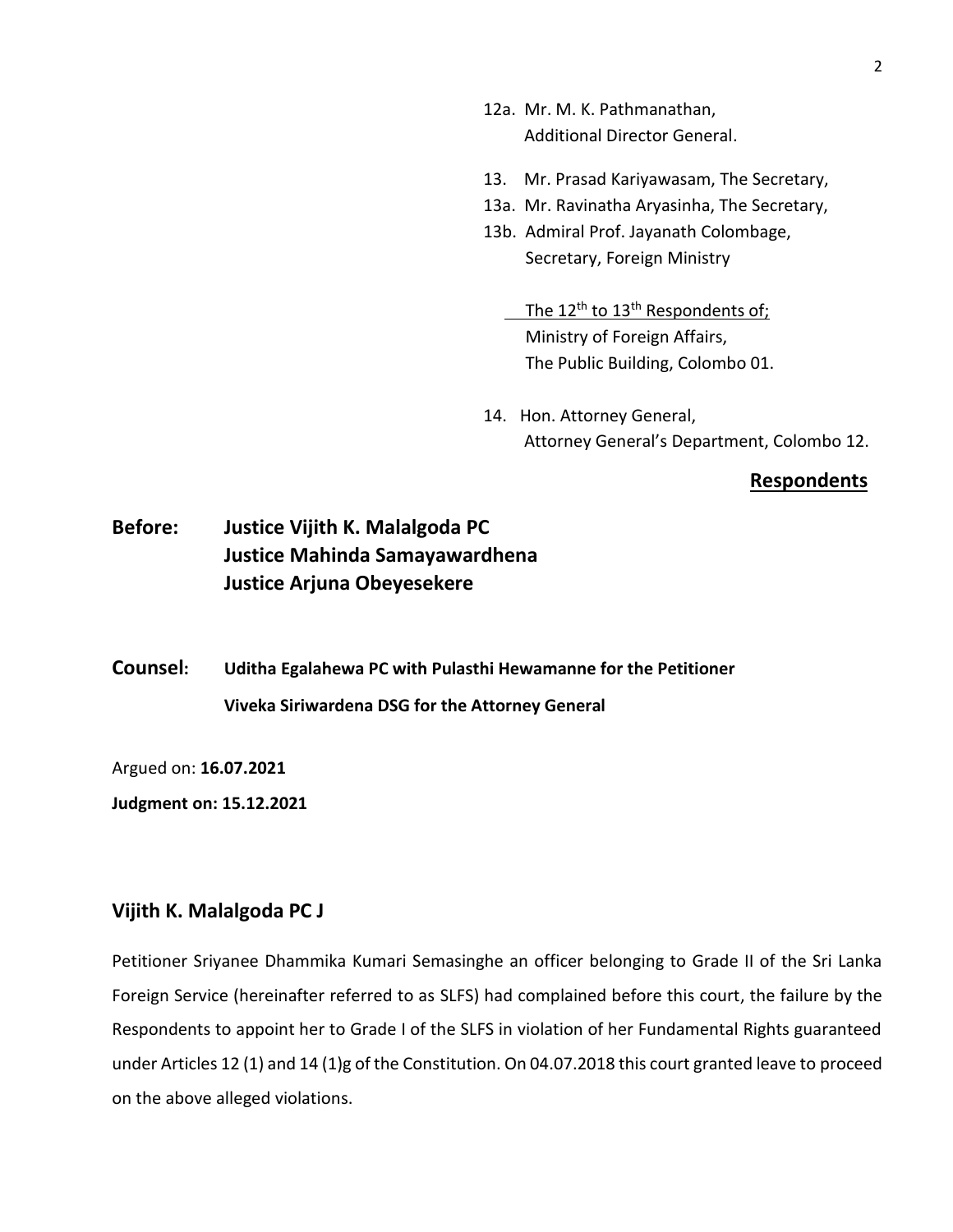12a. Mr. M. K. Pathmanathan,
Additional Director General.

13. Mr. Prasad Kariyawasam, The Secretary,

13a. Mr. Ravinatha Aryasinha, The Secretary,

13b. Admiral Prof. Jayanath Colombage,
Secretary, Foreign Ministry

The 12th to 13th Respondents of;
Ministry of Foreign Affairs,
The Public Building, Colombo 01.

14. Hon. Attorney General,
Attorney General's Department, Colombo 12.

**Respondents**

**Before: Justice Vijith K. Malalgoda PC**
**Justice Mahinda Samayawardhena**
**Justice Arjuna Obeyesekere**

**Counsel: Uditha Egalahewa PC with Pulasthi Hewamanne for the Petitioner**
**Viveka Siriwardena DSG for the Attorney General**

Argued on: **16.07.2021**

**Judgment on: 15.12.2021**

**Vijith K. Malalgoda PC J**

Petitioner Sriyanee Dhammika Kumari Semasinghe an officer belonging to Grade II of the Sri Lanka Foreign Service (hereinafter referred to as SLFS) had complained before this court, the failure by the Respondents to appoint her to Grade I of the SLFS in violation of her Fundamental Rights guaranteed under Articles 12 (1) and 14 (1)g of the Constitution. On 04.07.2018 this court granted leave to proceed on the above alleged violations.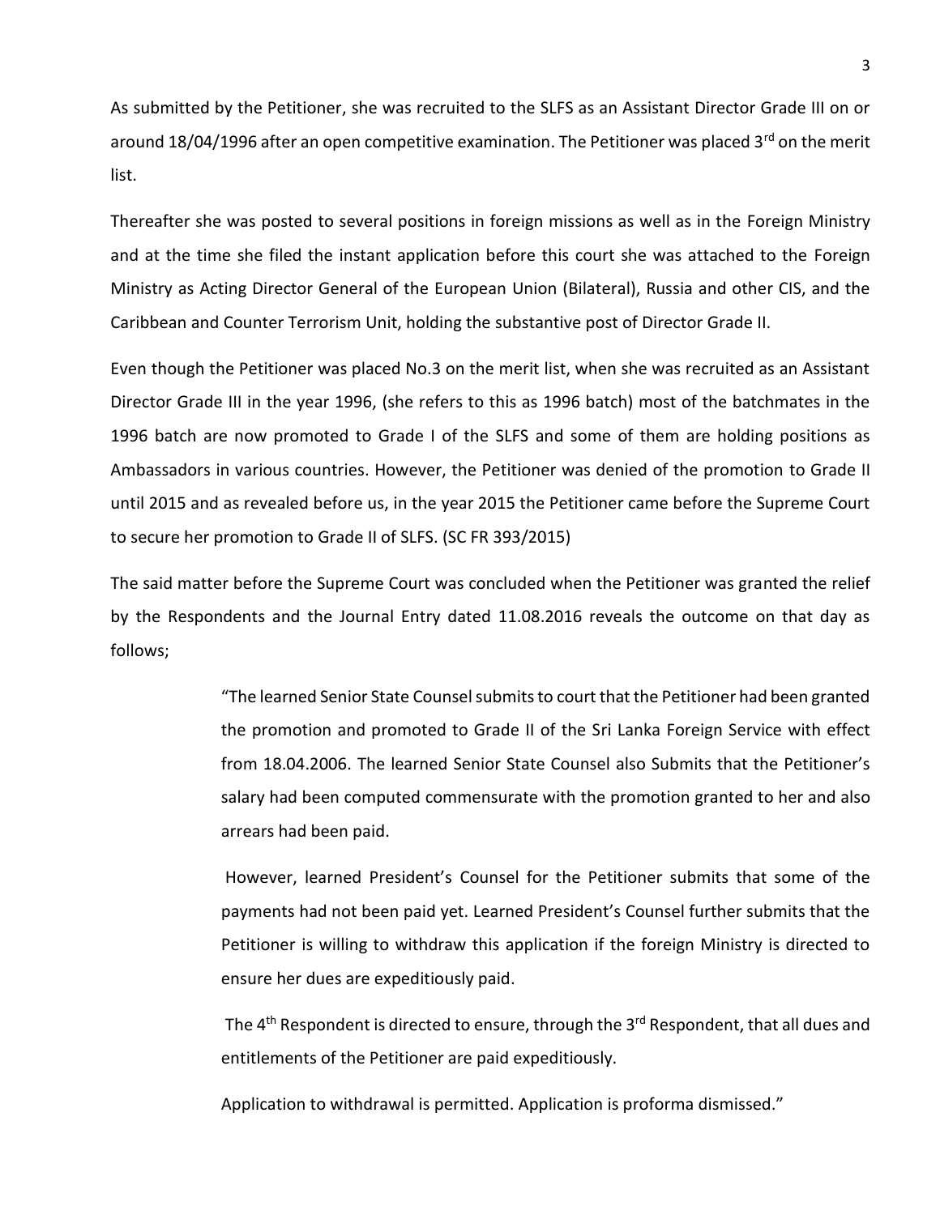As submitted by the Petitioner, she was recruited to the SLFS as an Assistant Director Grade III on or around 18/04/1996 after an open competitive examination. The Petitioner was placed 3rd on the merit list.

Thereafter she was posted to several positions in foreign missions as well as in the Foreign Ministry and at the time she filed the instant application before this court she was attached to the Foreign Ministry as Acting Director General of the European Union (Bilateral), Russia and other CIS, and the Caribbean and Counter Terrorism Unit, holding the substantive post of Director Grade II.

Even though the Petitioner was placed No.3 on the merit list, when she was recruited as an Assistant Director Grade III in the year 1996, (she refers to this as 1996 batch) most of the batchmates in the 1996 batch are now promoted to Grade I of the SLFS and some of them are holding positions as Ambassadors in various countries. However, the Petitioner was denied of the promotion to Grade II until 2015 and as revealed before us, in the year 2015 the Petitioner came before the Supreme Court to secure her promotion to Grade II of SLFS. (SC FR 393/2015)

The said matter before the Supreme Court was concluded when the Petitioner was granted the relief by the Respondents and the Journal Entry dated 11.08.2016 reveals the outcome on that day as follows;

> "The learned Senior State Counsel submits to court that the Petitioner had been granted the promotion and promoted to Grade II of the Sri Lanka Foreign Service with effect from 18.04.2006. The learned Senior State Counsel also Submits that the Petitioner's salary had been computed commensurate with the promotion granted to her and also arrears had been paid.
>
> However, learned President's Counsel for the Petitioner submits that some of the payments had not been paid yet. Learned President's Counsel further submits that the Petitioner is willing to withdraw this application if the foreign Ministry is directed to ensure her dues are expeditiously paid.
>
> The 4th Respondent is directed to ensure, through the 3rd Respondent, that all dues and entitlements of the Petitioner are paid expeditiously.
>
> Application to withdrawal is permitted. Application is proforma dismissed."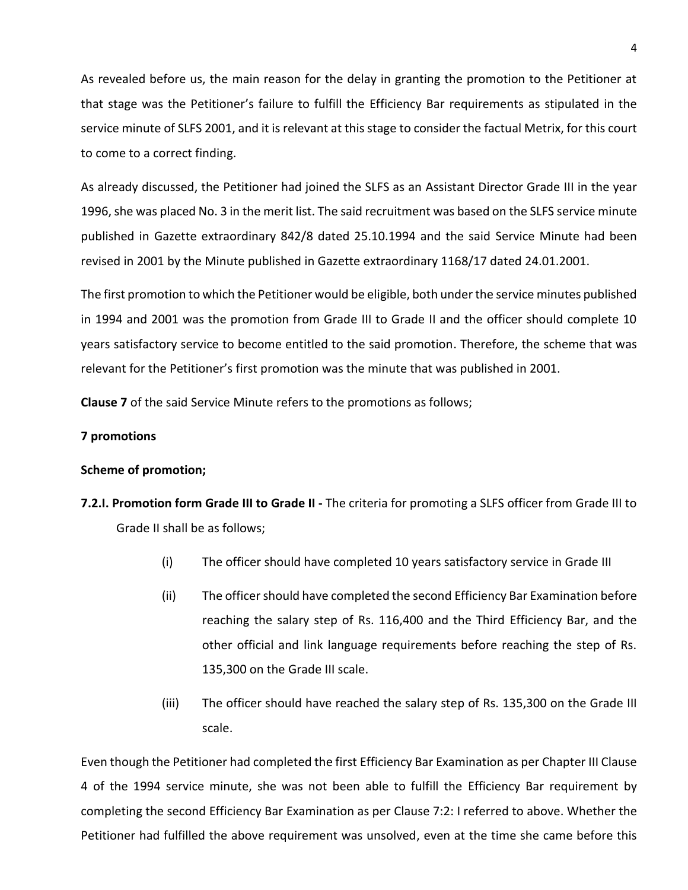As revealed before us, the main reason for the delay in granting the promotion to the Petitioner at that stage was the Petitioner's failure to fulfill the Efficiency Bar requirements as stipulated in the service minute of SLFS 2001, and it is relevant at this stage to consider the factual Metrix, for this court to come to a correct finding.

As already discussed, the Petitioner had joined the SLFS as an Assistant Director Grade III in the year 1996, she was placed No. 3 in the merit list. The said recruitment was based on the SLFS service minute published in Gazette extraordinary 842/8 dated 25.10.1994 and the said Service Minute had been revised in 2001 by the Minute published in Gazette extraordinary 1168/17 dated 24.01.2001.

The first promotion to which the Petitioner would be eligible, both under the service minutes published in 1994 and 2001 was the promotion from Grade III to Grade II and the officer should complete 10 years satisfactory service to become entitled to the said promotion. Therefore, the scheme that was relevant for the Petitioner's first promotion was the minute that was published in 2001.

**Clause 7** of the said Service Minute refers to the promotions as follows;

**7 promotions**

**Scheme of promotion;**

**7.2.I. Promotion form Grade III to Grade II -** The criteria for promoting a SLFS officer from Grade III to Grade II shall be as follows;

(i) The officer should have completed 10 years satisfactory service in Grade III

(ii) The officer should have completed the second Efficiency Bar Examination before reaching the salary step of Rs. 116,400 and the Third Efficiency Bar, and the other official and link language requirements before reaching the step of Rs. 135,300 on the Grade III scale.

(iii) The officer should have reached the salary step of Rs. 135,300 on the Grade III scale.

Even though the Petitioner had completed the first Efficiency Bar Examination as per Chapter III Clause 4 of the 1994 service minute, she was not been able to fulfill the Efficiency Bar requirement by completing the second Efficiency Bar Examination as per Clause 7:2: I referred to above. Whether the Petitioner had fulfilled the above requirement was unsolved, even at the time she came before this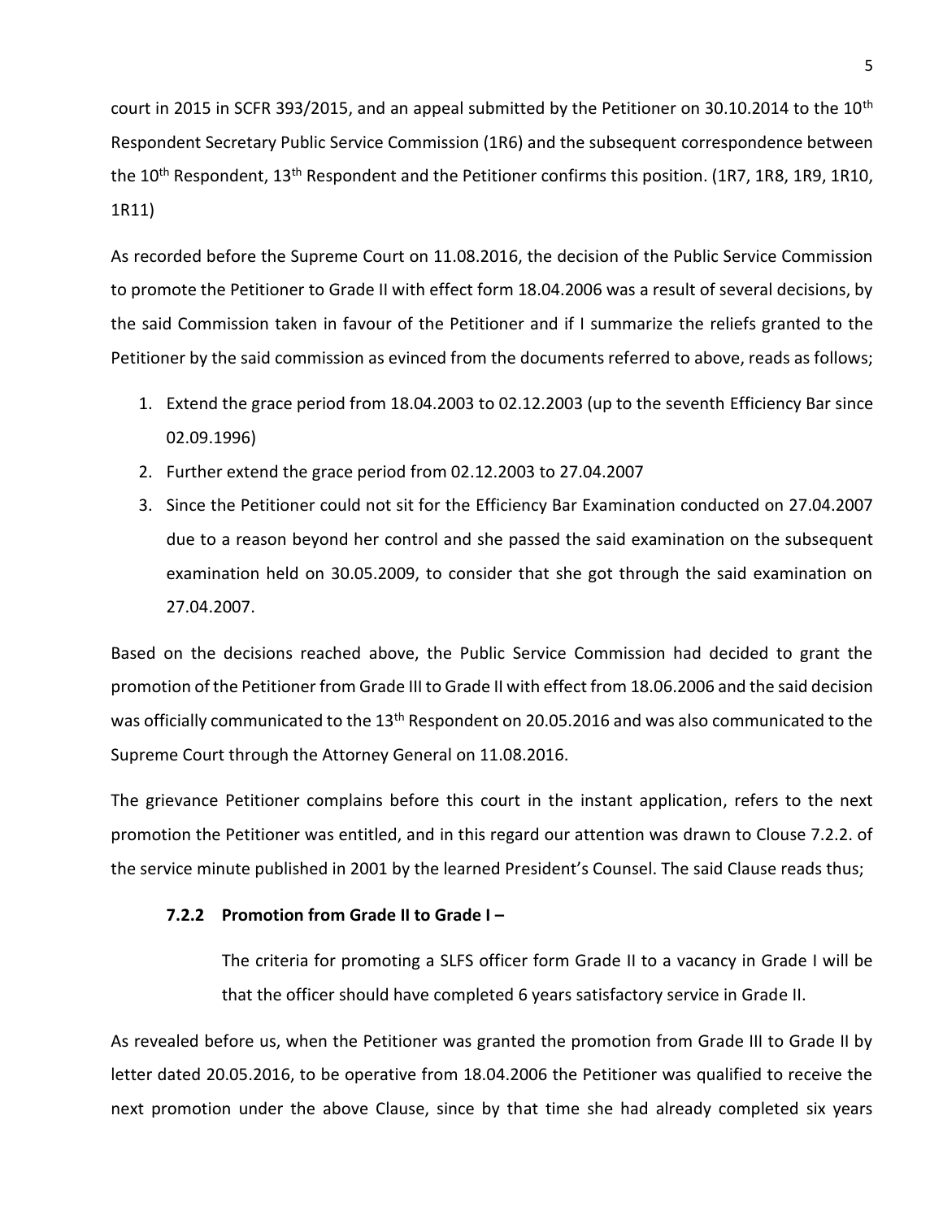court in 2015 in SCFR 393/2015, and an appeal submitted by the Petitioner on 30.10.2014 to the 10th Respondent Secretary Public Service Commission (1R6) and the subsequent correspondence between the 10th Respondent, 13th Respondent and the Petitioner confirms this position. (1R7, 1R8, 1R9, 1R10, 1R11)

As recorded before the Supreme Court on 11.08.2016, the decision of the Public Service Commission to promote the Petitioner to Grade II with effect form 18.04.2006 was a result of several decisions, by the said Commission taken in favour of the Petitioner and if I summarize the reliefs granted to the Petitioner by the said commission as evinced from the documents referred to above, reads as follows;

1. Extend the grace period from 18.04.2003 to 02.12.2003 (up to the seventh Efficiency Bar since 02.09.1996)
2. Further extend the grace period from 02.12.2003 to 27.04.2007
3. Since the Petitioner could not sit for the Efficiency Bar Examination conducted on 27.04.2007 due to a reason beyond her control and she passed the said examination on the subsequent examination held on 30.05.2009, to consider that she got through the said examination on 27.04.2007.

Based on the decisions reached above, the Public Service Commission had decided to grant the promotion of the Petitioner from Grade III to Grade II with effect from 18.06.2006 and the said decision was officially communicated to the 13th Respondent on 20.05.2016 and was also communicated to the Supreme Court through the Attorney General on 11.08.2016.

The grievance Petitioner complains before this court in the instant application, refers to the next promotion the Petitioner was entitled, and in this regard our attention was drawn to Clouse 7.2.2. of the service minute published in 2001 by the learned President's Counsel. The said Clause reads thus;

**7.2.2 Promotion from Grade II to Grade I –**

> The criteria for promoting a SLFS officer form Grade II to a vacancy in Grade I will be that the officer should have completed 6 years satisfactory service in Grade II.

As revealed before us, when the Petitioner was granted the promotion from Grade III to Grade II by letter dated 20.05.2016, to be operative from 18.04.2006 the Petitioner was qualified to receive the next promotion under the above Clause, since by that time she had already completed six years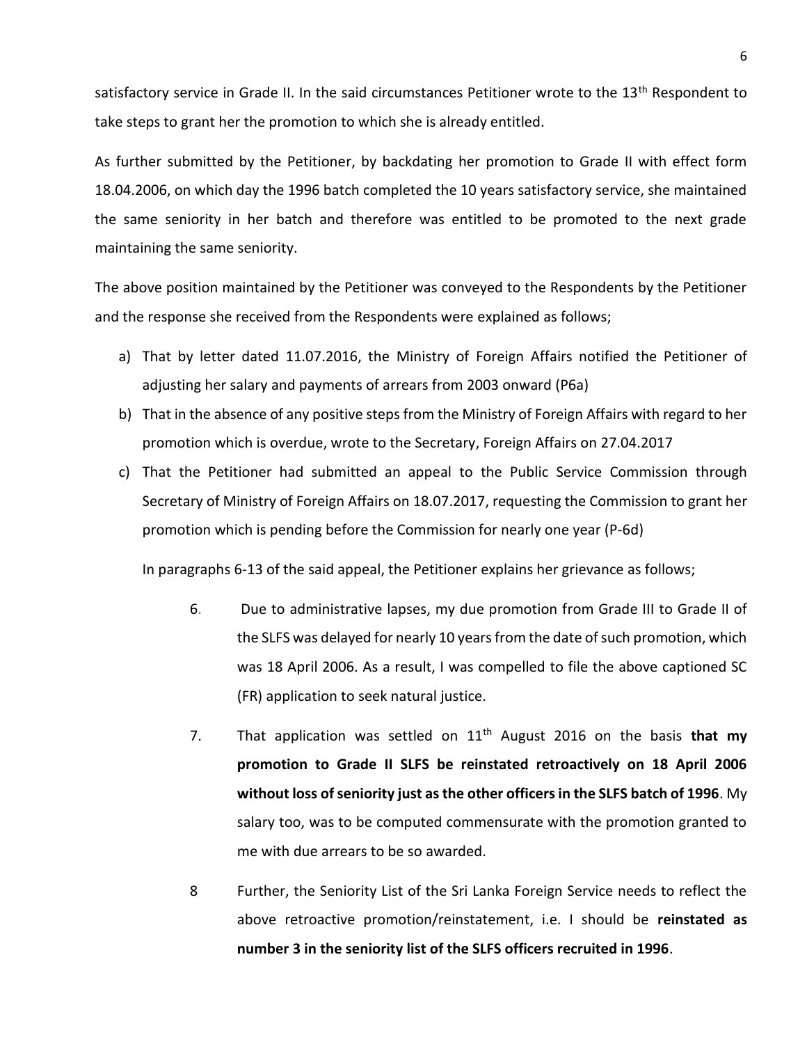satisfactory service in Grade II. In the said circumstances Petitioner wrote to the 13th Respondent to take steps to grant her the promotion to which she is already entitled.

As further submitted by the Petitioner, by backdating her promotion to Grade II with effect form 18.04.2006, on which day the 1996 batch completed the 10 years satisfactory service, she maintained the same seniority in her batch and therefore was entitled to be promoted to the next grade maintaining the same seniority.

The above position maintained by the Petitioner was conveyed to the Respondents by the Petitioner and the response she received from the Respondents were explained as follows;

a) That by letter dated 11.07.2016, the Ministry of Foreign Affairs notified the Petitioner of adjusting her salary and payments of arrears from 2003 onward (P6a)
b) That in the absence of any positive steps from the Ministry of Foreign Affairs with regard to her promotion which is overdue, wrote to the Secretary, Foreign Affairs on 27.04.2017
c) That the Petitioner had submitted an appeal to the Public Service Commission through Secretary of Ministry of Foreign Affairs on 18.07.2017, requesting the Commission to grant her promotion which is pending before the Commission for nearly one year (P-6d)

In paragraphs 6-13 of the said appeal, the Petitioner explains her grievance as follows;

> 6. Due to administrative lapses, my due promotion from Grade III to Grade II of the SLFS was delayed for nearly 10 years from the date of such promotion, which was 18 April 2006. As a result, I was compelled to file the above captioned SC (FR) application to seek natural justice.
>
> 7. That application was settled on 11th August 2016 on the basis **that my promotion to Grade II SLFS be reinstated retroactively on 18 April 2006 without loss of seniority just as the other officers in the SLFS batch of 1996**. My salary too, was to be computed commensurate with the promotion granted to me with due arrears to be so awarded.
>
> 8 Further, the Seniority List of the Sri Lanka Foreign Service needs to reflect the above retroactive promotion/reinstatement, i.e. I should be **reinstated as number 3 in the seniority list of the SLFS officers recruited in 1996**.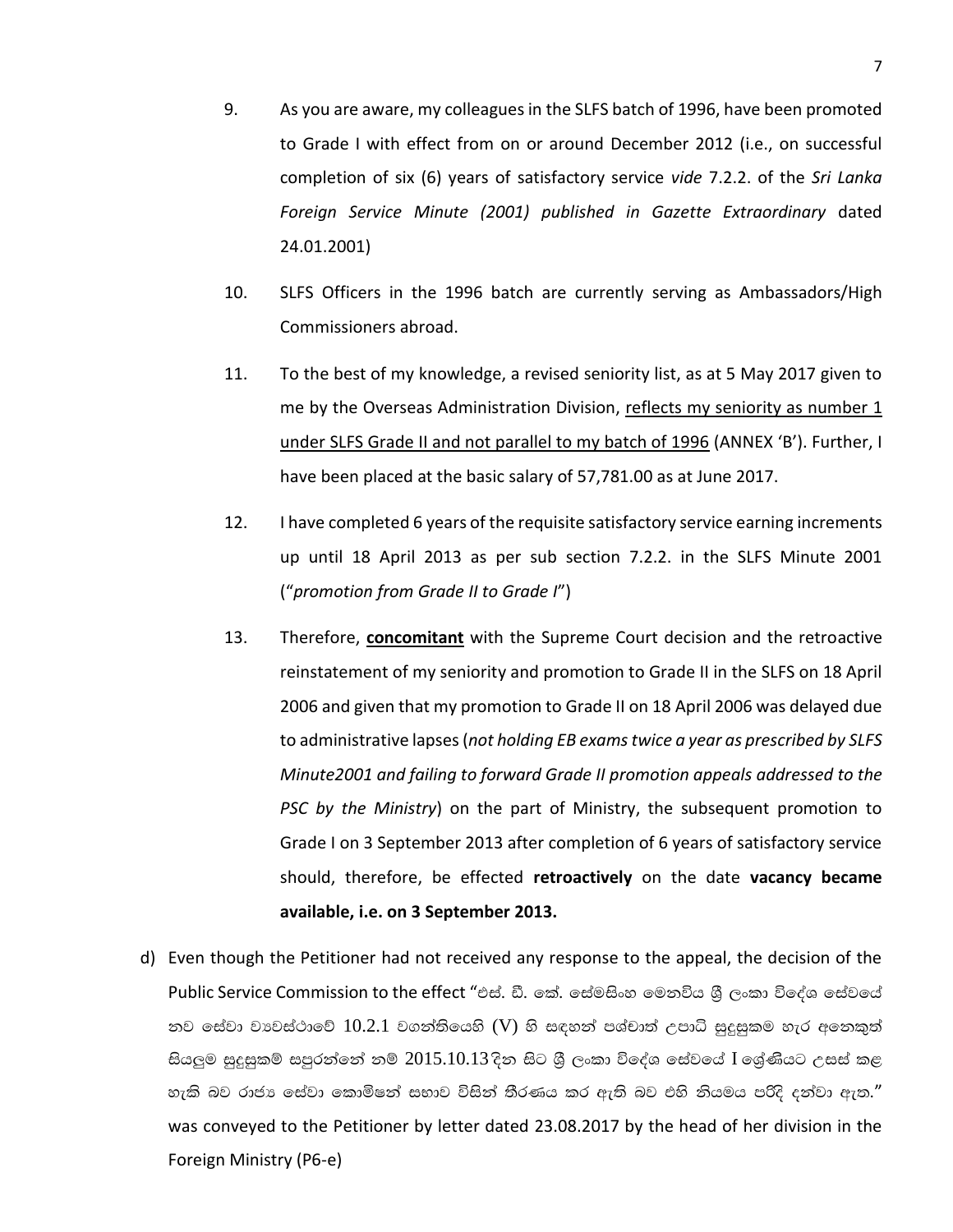9. As you are aware, my colleagues in the SLFS batch of 1996, have been promoted to Grade I with effect from on or around December 2012 (i.e., on successful completion of six (6) years of satisfactory service *vide* 7.2.2. of the *Sri Lanka Foreign Service Minute (2001) published in Gazette Extraordinary* dated 24.01.2001)

10. SLFS Officers in the 1996 batch are currently serving as Ambassadors/High Commissioners abroad.

11. To the best of my knowledge, a revised seniority list, as at 5 May 2017 given to me by the Overseas Administration Division, <u>reflects my seniority as number 1 under SLFS Grade II and not parallel to my batch of 1996</u> (ANNEX 'B'). Further, I have been placed at the basic salary of 57,781.00 as at June 2017.

12. I have completed 6 years of the requisite satisfactory service earning increments up until 18 April 2013 as per sub section 7.2.2. in the SLFS Minute 2001 ("*promotion from Grade II to Grade I*")

13. Therefore, <u>**concomitant**</u> with the Supreme Court decision and the retroactive reinstatement of my seniority and promotion to Grade II in the SLFS on 18 April 2006 and given that my promotion to Grade II on 18 April 2006 was delayed due to administrative lapses (*not holding EB exams twice a year as prescribed by SLFS Minute2001 and failing to forward Grade II promotion appeals addressed to the PSC by the Ministry*) on the part of Ministry, the subsequent promotion to Grade I on 3 September 2013 after completion of 6 years of satisfactory service should, therefore, be effected **retroactively** on the date **vacancy became available, i.e. on 3 September 2013.**

d) Even though the Petitioner had not received any response to the appeal, the decision of the Public Service Commission to the effect "එස්. ඩී. කේ. සේමසිංහ මෙනවිය ශ්‍රී ලංකා විදේශ සේවයේ නව සේවා ව්‍යවස්ථාවේ 10.2.1 වගන්තියෙහි (V) හි සඳහන් පශ්චාත් උපාධි සුදුසුකම හැර අනෙකුත් සියලුම සුදුසුකම් සපුරන්නේ නම් 2015.10.13 දින සිට ශ්‍රී ලංකා විදේශ සේවයේ I ශ්‍රේණියට උසස් කළ හැකි බව රාජ්‍ය සේවා කොමිෂන් සභාව විසින් තීරණය කර ඇති බව එහි නියමය පරිදි දන්වා ඇත." was conveyed to the Petitioner by letter dated 23.08.2017 by the head of her division in the Foreign Ministry (P6-e)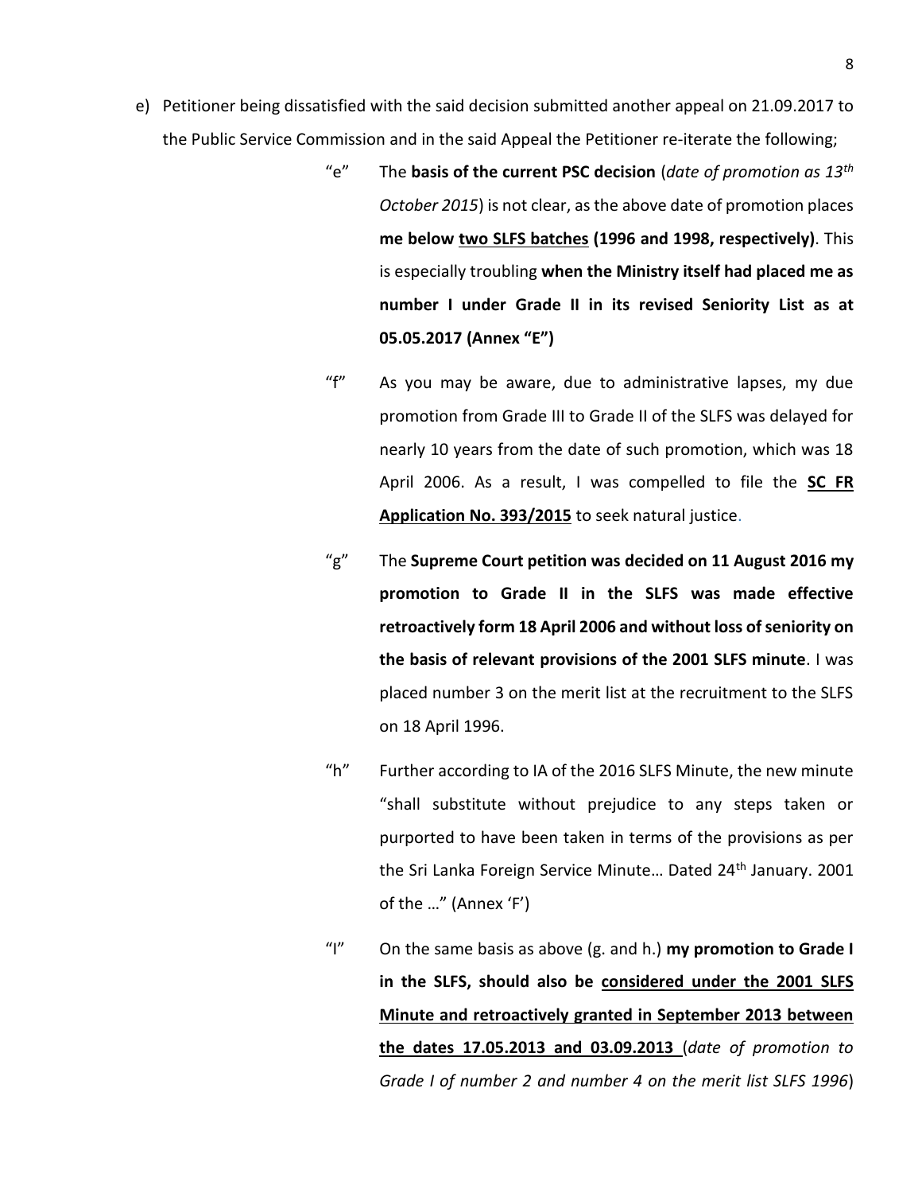e) Petitioner being dissatisfied with the said decision submitted another appeal on 21.09.2017 to the Public Service Commission and in the said Appeal the Petitioner re-iterate the following;

> "e" The **basis of the current PSC decision** (*date of promotion as 13th October 2015*) is not clear, as the above date of promotion places **me below <u>two SLFS batches</u> (1996 and 1998, respectively)**. This is especially troubling **when the Ministry itself had placed me as number I under Grade II in its revised Seniority List as at 05.05.2017 (Annex "E")**
>
> "f" As you may be aware, due to administrative lapses, my due promotion from Grade III to Grade II of the SLFS was delayed for nearly 10 years from the date of such promotion, which was 18 April 2006. As a result, I was compelled to file the **<u>SC FR Application No. 393/2015</u>** to seek natural justice.
>
> "g" The **Supreme Court petition was decided on 11 August 2016 my promotion to Grade II in the SLFS was made effective retroactively form 18 April 2006 and without loss of seniority on the basis of relevant provisions of the 2001 SLFS minute**. I was placed number 3 on the merit list at the recruitment to the SLFS on 18 April 1996.
>
> "h" Further according to IA of the 2016 SLFS Minute, the new minute "shall substitute without prejudice to any steps taken or purported to have been taken in terms of the provisions as per the Sri Lanka Foreign Service Minute… Dated 24th January. 2001 of the …" (Annex 'F')
>
> "I" On the same basis as above (g. and h.) **my promotion to Grade I in the SLFS, should also be <u>considered under the 2001 SLFS Minute and retroactively granted in September 2013 between the dates 17.05.2013 and 03.09.2013</u>** (*date of promotion to Grade I of number 2 and number 4 on the merit list SLFS 1996*)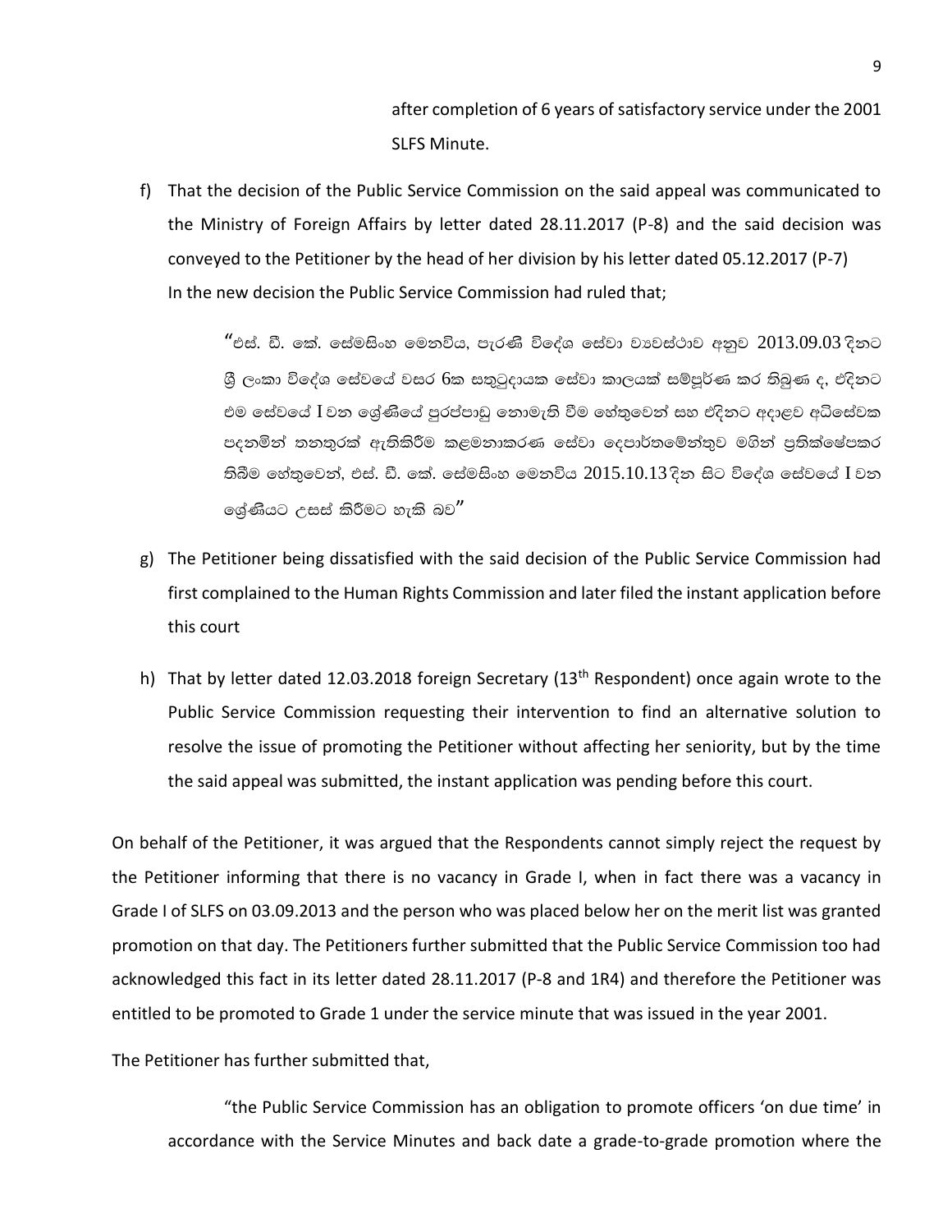after completion of 6 years of satisfactory service under the 2001 SLFS Minute.

f) That the decision of the Public Service Commission on the said appeal was communicated to the Ministry of Foreign Affairs by letter dated 28.11.2017 (P-8) and the said decision was conveyed to the Petitioner by the head of her division by his letter dated 05.12.2017 (P-7) In the new decision the Public Service Commission had ruled that;

> "එස්. ඩී. කේ. සේමසිංහ මෙනවිය, පැරණි විදේශ සේවා ව්‍යවස්ථාව අනුව 2013.09.03 දිනට ශ්‍රී ලංකා විදේශ සේවයේ වසර 6ක සතුටුදායක සේවා කාලයක් සම්පූර්ණ කර තිබුණ ද, එදිනට එම සේවයේ I වන ශ්‍රේණියේ පුරප්පාඩු නොමැති වීම හේතුවෙන් සහ එදිනට අදාළව අධිසේවක පදනමින් තනතුරක් ඇතිකිරීම කළමනාකරණ සේවා දෙපාර්තමේන්තුව මගින් ප්‍රතික්ෂේපකර තිබීම හේතුවෙන්, එස්. ඩී. කේ. සේමසිංහ මෙනවිය 2015.10.13 දින සිට විදේශ සේවයේ I වන ශ්‍රේණියට උසස් කිරීමට හැකි බව"

g) The Petitioner being dissatisfied with the said decision of the Public Service Commission had first complained to the Human Rights Commission and later filed the instant application before this court

h) That by letter dated 12.03.2018 foreign Secretary (13th Respondent) once again wrote to the Public Service Commission requesting their intervention to find an alternative solution to resolve the issue of promoting the Petitioner without affecting her seniority, but by the time the said appeal was submitted, the instant application was pending before this court.

On behalf of the Petitioner, it was argued that the Respondents cannot simply reject the request by the Petitioner informing that there is no vacancy in Grade I, when in fact there was a vacancy in Grade I of SLFS on 03.09.2013 and the person who was placed below her on the merit list was granted promotion on that day. The Petitioners further submitted that the Public Service Commission too had acknowledged this fact in its letter dated 28.11.2017 (P-8 and 1R4) and therefore the Petitioner was entitled to be promoted to Grade 1 under the service minute that was issued in the year 2001.

The Petitioner has further submitted that,

> "the Public Service Commission has an obligation to promote officers 'on due time' in accordance with the Service Minutes and back date a grade-to-grade promotion where the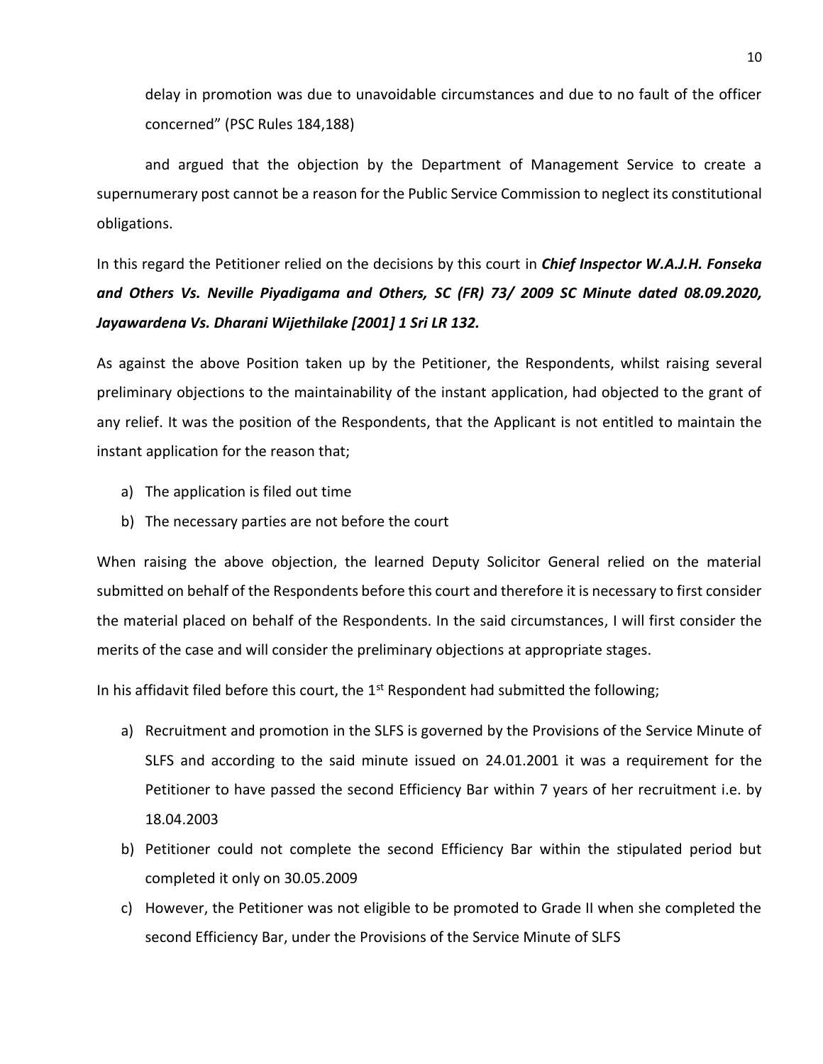delay in promotion was due to unavoidable circumstances and due to no fault of the officer concerned" (PSC Rules 184,188)

and argued that the objection by the Department of Management Service to create a supernumerary post cannot be a reason for the Public Service Commission to neglect its constitutional obligations.

In this regard the Petitioner relied on the decisions by this court in ***Chief Inspector W.A.J.H. Fonseka and Others Vs. Neville Piyadigama and Others, SC (FR) 73/ 2009 SC Minute dated 08.09.2020, Jayawardena Vs. Dharani Wijethilake [2001] 1 Sri LR 132.***

As against the above Position taken up by the Petitioner, the Respondents, whilst raising several preliminary objections to the maintainability of the instant application, had objected to the grant of any relief. It was the position of the Respondents, that the Applicant is not entitled to maintain the instant application for the reason that;

a) The application is filed out time
b) The necessary parties are not before the court

When raising the above objection, the learned Deputy Solicitor General relied on the material submitted on behalf of the Respondents before this court and therefore it is necessary to first consider the material placed on behalf of the Respondents. In the said circumstances, I will first consider the merits of the case and will consider the preliminary objections at appropriate stages.

In his affidavit filed before this court, the 1st Respondent had submitted the following;

a) Recruitment and promotion in the SLFS is governed by the Provisions of the Service Minute of SLFS and according to the said minute issued on 24.01.2001 it was a requirement for the Petitioner to have passed the second Efficiency Bar within 7 years of her recruitment i.e. by 18.04.2003
b) Petitioner could not complete the second Efficiency Bar within the stipulated period but completed it only on 30.05.2009
c) However, the Petitioner was not eligible to be promoted to Grade II when she completed the second Efficiency Bar, under the Provisions of the Service Minute of SLFS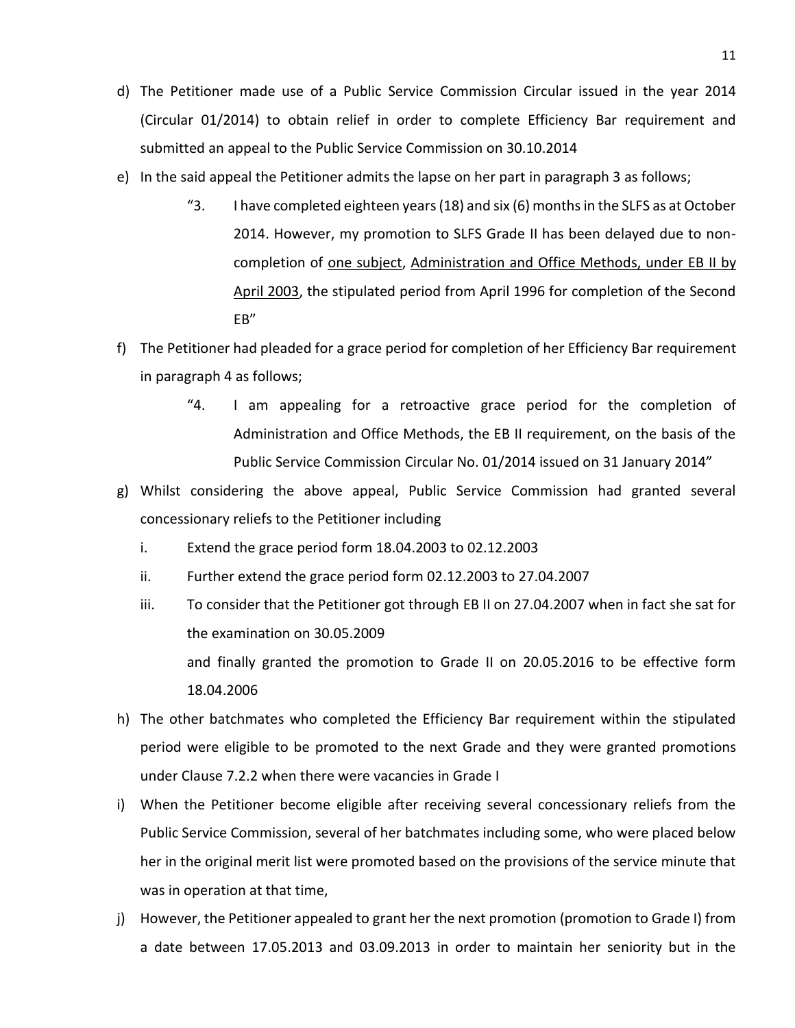d) The Petitioner made use of a Public Service Commission Circular issued in the year 2014 (Circular 01/2014) to obtain relief in order to complete Efficiency Bar requirement and submitted an appeal to the Public Service Commission on 30.10.2014

e) In the said appeal the Petitioner admits the lapse on her part in paragraph 3 as follows;

> "3. I have completed eighteen years (18) and six (6) months in the SLFS as at October 2014. However, my promotion to SLFS Grade II has been delayed due to non-completion of <u>one subject</u>, <u>Administration and Office Methods, under EB II by April 2003</u>, the stipulated period from April 1996 for completion of the Second EB"

f) The Petitioner had pleaded for a grace period for completion of her Efficiency Bar requirement in paragraph 4 as follows;

> "4. I am appealing for a retroactive grace period for the completion of Administration and Office Methods, the EB II requirement, on the basis of the Public Service Commission Circular No. 01/2014 issued on 31 January 2014"

g) Whilst considering the above appeal, Public Service Commission had granted several concessionary reliefs to the Petitioner including

   i. Extend the grace period form 18.04.2003 to 02.12.2003

   ii. Further extend the grace period form 02.12.2003 to 27.04.2007

   iii. To consider that the Petitioner got through EB II on 27.04.2007 when in fact she sat for the examination on 30.05.2009

   and finally granted the promotion to Grade II on 20.05.2016 to be effective form 18.04.2006

h) The other batchmates who completed the Efficiency Bar requirement within the stipulated period were eligible to be promoted to the next Grade and they were granted promotions under Clause 7.2.2 when there were vacancies in Grade I

i) When the Petitioner become eligible after receiving several concessionary reliefs from the Public Service Commission, several of her batchmates including some, who were placed below her in the original merit list were promoted based on the provisions of the service minute that was in operation at that time,

j) However, the Petitioner appealed to grant her the next promotion (promotion to Grade I) from a date between 17.05.2013 and 03.09.2013 in order to maintain her seniority but in the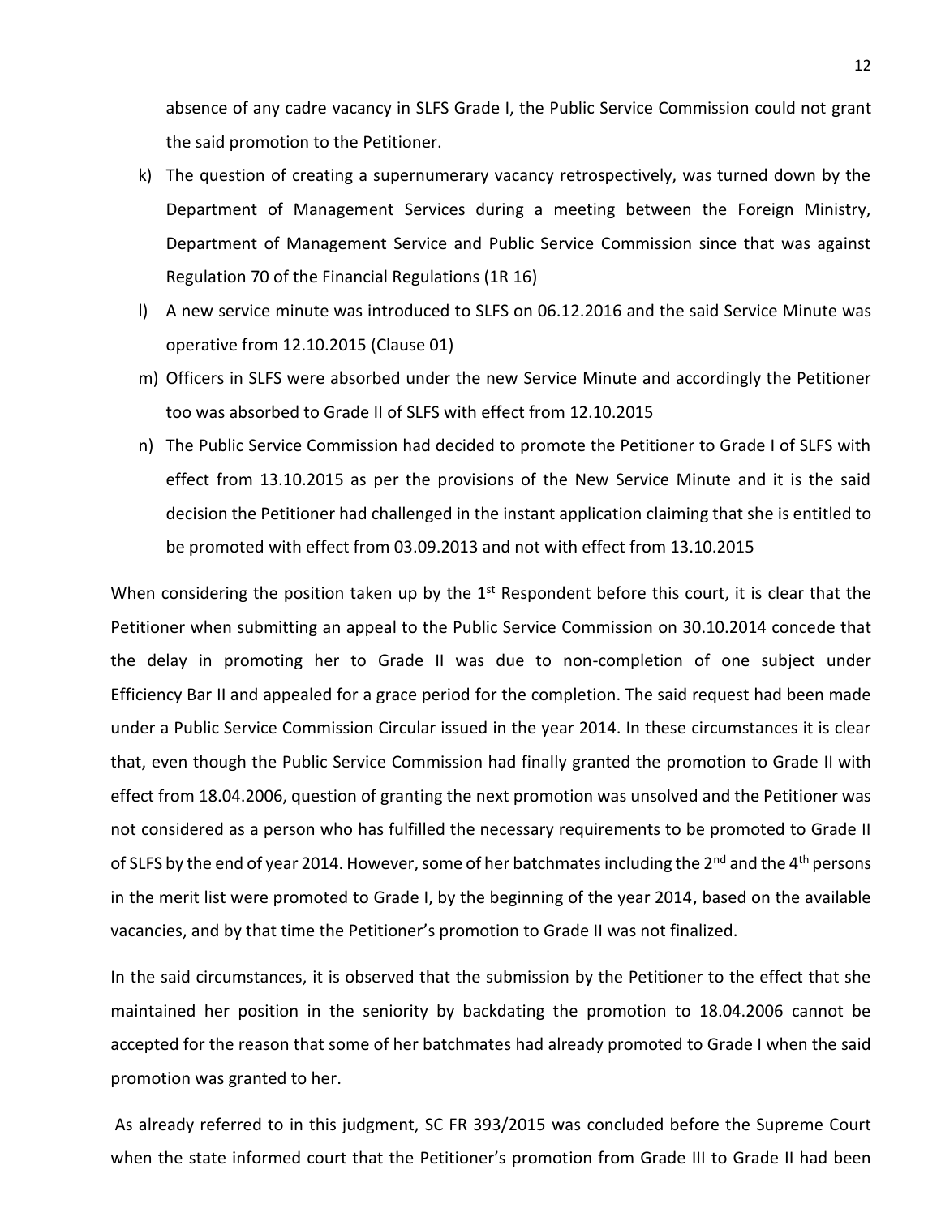absence of any cadre vacancy in SLFS Grade I, the Public Service Commission could not grant the said promotion to the Petitioner.

k) The question of creating a supernumerary vacancy retrospectively, was turned down by the Department of Management Services during a meeting between the Foreign Ministry, Department of Management Service and Public Service Commission since that was against Regulation 70 of the Financial Regulations (1R 16)

l) A new service minute was introduced to SLFS on 06.12.2016 and the said Service Minute was operative from 12.10.2015 (Clause 01)

m) Officers in SLFS were absorbed under the new Service Minute and accordingly the Petitioner too was absorbed to Grade II of SLFS with effect from 12.10.2015

n) The Public Service Commission had decided to promote the Petitioner to Grade I of SLFS with effect from 13.10.2015 as per the provisions of the New Service Minute and it is the said decision the Petitioner had challenged in the instant application claiming that she is entitled to be promoted with effect from 03.09.2013 and not with effect from 13.10.2015

When considering the position taken up by the 1st Respondent before this court, it is clear that the Petitioner when submitting an appeal to the Public Service Commission on 30.10.2014 concede that the delay in promoting her to Grade II was due to non-completion of one subject under Efficiency Bar II and appealed for a grace period for the completion. The said request had been made under a Public Service Commission Circular issued in the year 2014. In these circumstances it is clear that, even though the Public Service Commission had finally granted the promotion to Grade II with effect from 18.04.2006, question of granting the next promotion was unsolved and the Petitioner was not considered as a person who has fulfilled the necessary requirements to be promoted to Grade II of SLFS by the end of year 2014. However, some of her batchmates including the 2nd and the 4th persons in the merit list were promoted to Grade I, by the beginning of the year 2014, based on the available vacancies, and by that time the Petitioner's promotion to Grade II was not finalized.

In the said circumstances, it is observed that the submission by the Petitioner to the effect that she maintained her position in the seniority by backdating the promotion to 18.04.2006 cannot be accepted for the reason that some of her batchmates had already promoted to Grade I when the said promotion was granted to her.

As already referred to in this judgment, SC FR 393/2015 was concluded before the Supreme Court when the state informed court that the Petitioner's promotion from Grade III to Grade II had been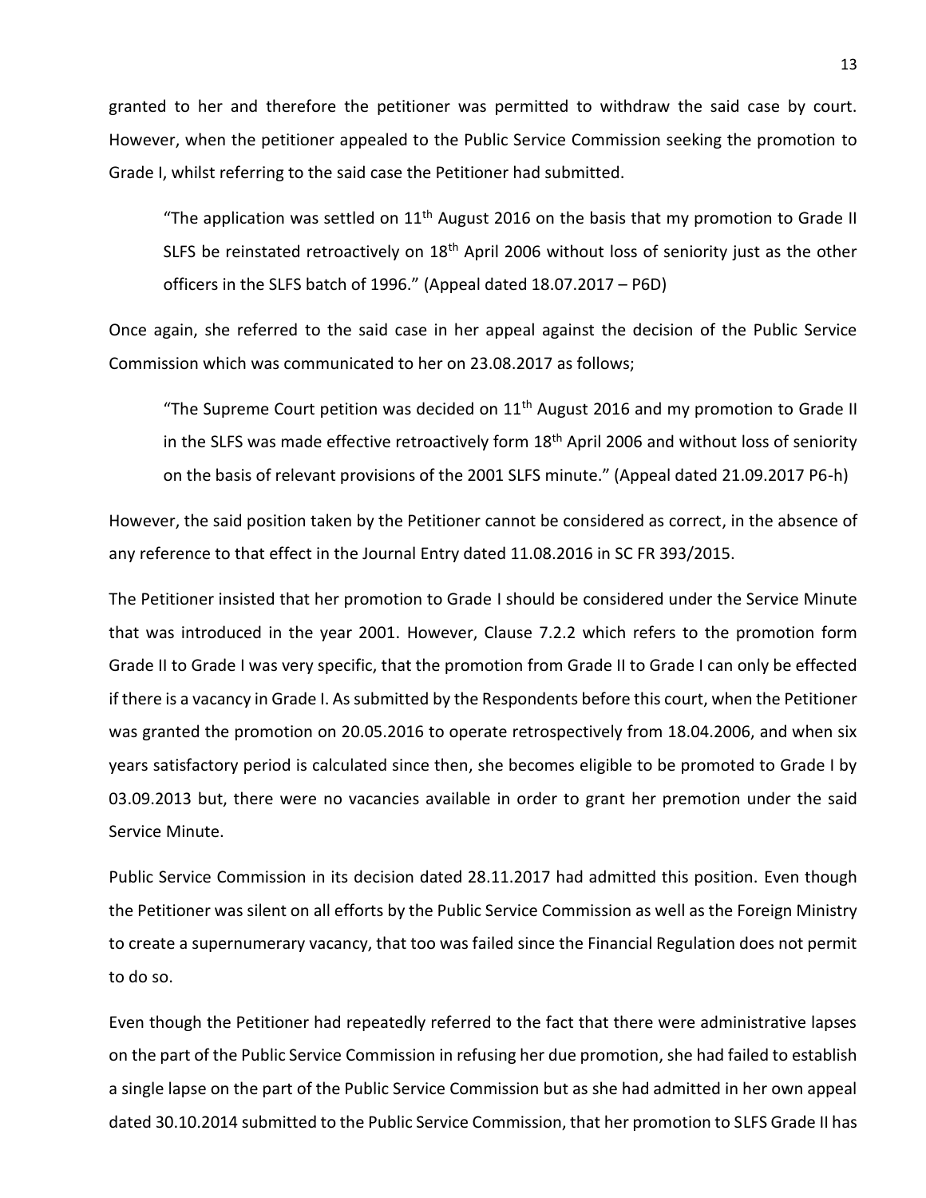granted to her and therefore the petitioner was permitted to withdraw the said case by court. However, when the petitioner appealed to the Public Service Commission seeking the promotion to Grade I, whilst referring to the said case the Petitioner had submitted.

> "The application was settled on 11th August 2016 on the basis that my promotion to Grade II SLFS be reinstated retroactively on 18th April 2006 without loss of seniority just as the other officers in the SLFS batch of 1996." (Appeal dated 18.07.2017 – P6D)

Once again, she referred to the said case in her appeal against the decision of the Public Service Commission which was communicated to her on 23.08.2017 as follows;

> "The Supreme Court petition was decided on 11th August 2016 and my promotion to Grade II in the SLFS was made effective retroactively form 18th April 2006 and without loss of seniority on the basis of relevant provisions of the 2001 SLFS minute." (Appeal dated 21.09.2017 P6-h)

However, the said position taken by the Petitioner cannot be considered as correct, in the absence of any reference to that effect in the Journal Entry dated 11.08.2016 in SC FR 393/2015.

The Petitioner insisted that her promotion to Grade I should be considered under the Service Minute that was introduced in the year 2001. However, Clause 7.2.2 which refers to the promotion form Grade II to Grade I was very specific, that the promotion from Grade II to Grade I can only be effected if there is a vacancy in Grade I. As submitted by the Respondents before this court, when the Petitioner was granted the promotion on 20.05.2016 to operate retrospectively from 18.04.2006, and when six years satisfactory period is calculated since then, she becomes eligible to be promoted to Grade I by 03.09.2013 but, there were no vacancies available in order to grant her premotion under the said Service Minute.

Public Service Commission in its decision dated 28.11.2017 had admitted this position. Even though the Petitioner was silent on all efforts by the Public Service Commission as well as the Foreign Ministry to create a supernumerary vacancy, that too was failed since the Financial Regulation does not permit to do so.

Even though the Petitioner had repeatedly referred to the fact that there were administrative lapses on the part of the Public Service Commission in refusing her due promotion, she had failed to establish a single lapse on the part of the Public Service Commission but as she had admitted in her own appeal dated 30.10.2014 submitted to the Public Service Commission, that her promotion to SLFS Grade II has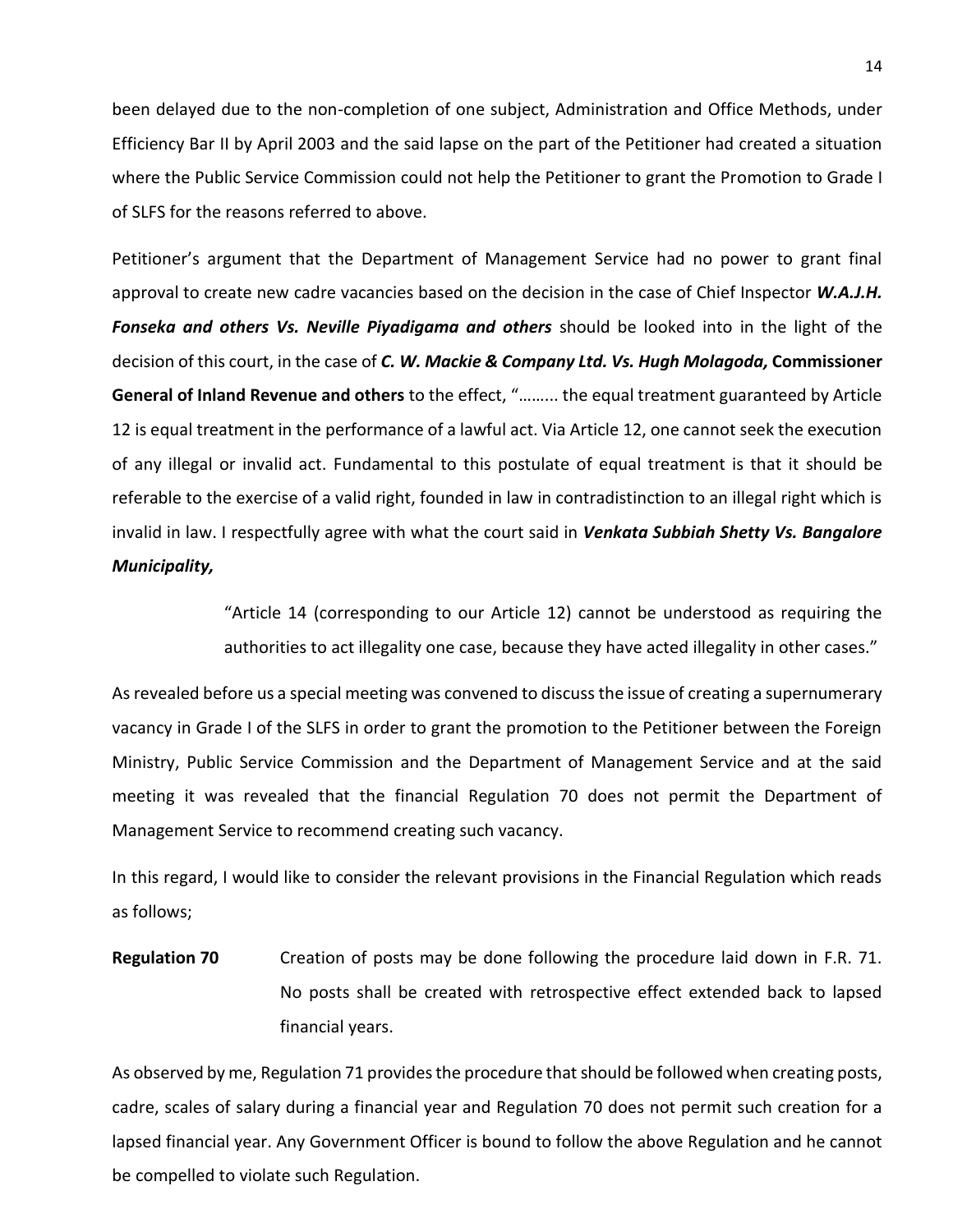been delayed due to the non-completion of one subject, Administration and Office Methods, under Efficiency Bar II by April 2003 and the said lapse on the part of the Petitioner had created a situation where the Public Service Commission could not help the Petitioner to grant the Promotion to Grade I of SLFS for the reasons referred to above.

Petitioner's argument that the Department of Management Service had no power to grant final approval to create new cadre vacancies based on the decision in the case of Chief Inspector ***W.A.J.H. Fonseka and others Vs. Neville Piyadigama and others*** should be looked into in the light of the decision of this court, in the case of ***C. W. Mackie & Company Ltd. Vs. Hugh Molagoda,* Commissioner General of Inland Revenue and others** to the effect, "…….. the equal treatment guaranteed by Article 12 is equal treatment in the performance of a lawful act. Via Article 12, one cannot seek the execution of any illegal or invalid act. Fundamental to this postulate of equal treatment is that it should be referable to the exercise of a valid right, founded in law in contradistinction to an illegal right which is invalid in law. I respectfully agree with what the court said in ***Venkata Subbiah Shetty Vs. Bangalore Municipality,***

> "Article 14 (corresponding to our Article 12) cannot be understood as requiring the authorities to act illegality one case, because they have acted illegality in other cases."

As revealed before us a special meeting was convened to discuss the issue of creating a supernumerary vacancy in Grade I of the SLFS in order to grant the promotion to the Petitioner between the Foreign Ministry, Public Service Commission and the Department of Management Service and at the said meeting it was revealed that the financial Regulation 70 does not permit the Department of Management Service to recommend creating such vacancy.

In this regard, I would like to consider the relevant provisions in the Financial Regulation which reads as follows;

**Regulation 70** Creation of posts may be done following the procedure laid down in F.R. 71. No posts shall be created with retrospective effect extended back to lapsed financial years.

As observed by me, Regulation 71 provides the procedure that should be followed when creating posts, cadre, scales of salary during a financial year and Regulation 70 does not permit such creation for a lapsed financial year. Any Government Officer is bound to follow the above Regulation and he cannot be compelled to violate such Regulation.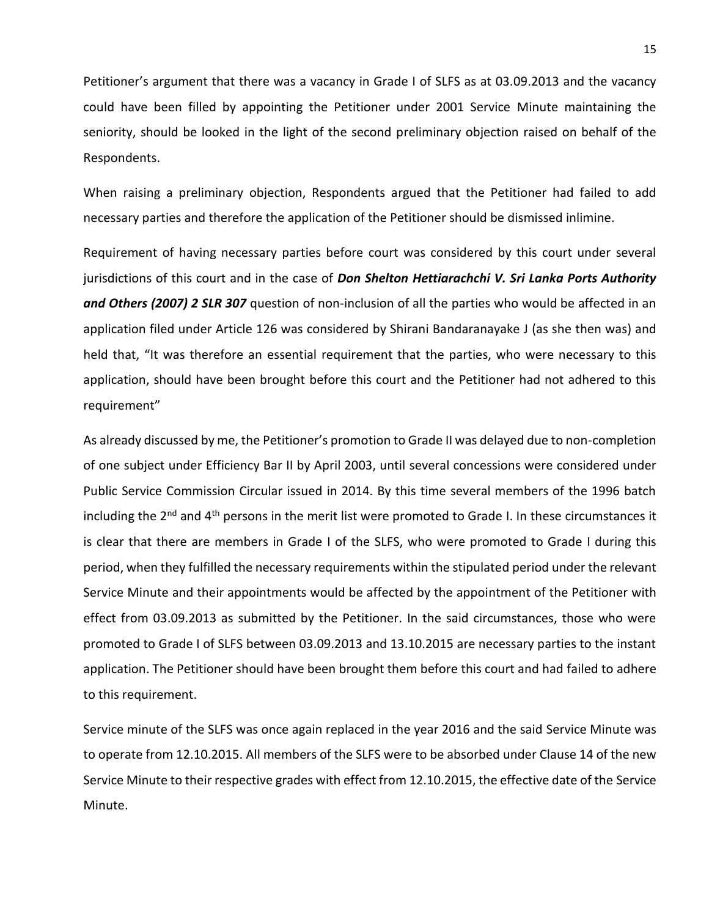Petitioner's argument that there was a vacancy in Grade I of SLFS as at 03.09.2013 and the vacancy could have been filled by appointing the Petitioner under 2001 Service Minute maintaining the seniority, should be looked in the light of the second preliminary objection raised on behalf of the Respondents.

When raising a preliminary objection, Respondents argued that the Petitioner had failed to add necessary parties and therefore the application of the Petitioner should be dismissed inlimine.

Requirement of having necessary parties before court was considered by this court under several jurisdictions of this court and in the case of ***Don Shelton Hettiarachchi V. Sri Lanka Ports Authority and Others (2007) 2 SLR 307*** question of non-inclusion of all the parties who would be affected in an application filed under Article 126 was considered by Shirani Bandaranayake J (as she then was) and held that, "It was therefore an essential requirement that the parties, who were necessary to this application, should have been brought before this court and the Petitioner had not adhered to this requirement"

As already discussed by me, the Petitioner's promotion to Grade II was delayed due to non-completion of one subject under Efficiency Bar II by April 2003, until several concessions were considered under Public Service Commission Circular issued in 2014. By this time several members of the 1996 batch including the 2nd and 4th persons in the merit list were promoted to Grade I. In these circumstances it is clear that there are members in Grade I of the SLFS, who were promoted to Grade I during this period, when they fulfilled the necessary requirements within the stipulated period under the relevant Service Minute and their appointments would be affected by the appointment of the Petitioner with effect from 03.09.2013 as submitted by the Petitioner. In the said circumstances, those who were promoted to Grade I of SLFS between 03.09.2013 and 13.10.2015 are necessary parties to the instant application. The Petitioner should have been brought them before this court and had failed to adhere to this requirement.

Service minute of the SLFS was once again replaced in the year 2016 and the said Service Minute was to operate from 12.10.2015. All members of the SLFS were to be absorbed under Clause 14 of the new Service Minute to their respective grades with effect from 12.10.2015, the effective date of the Service Minute.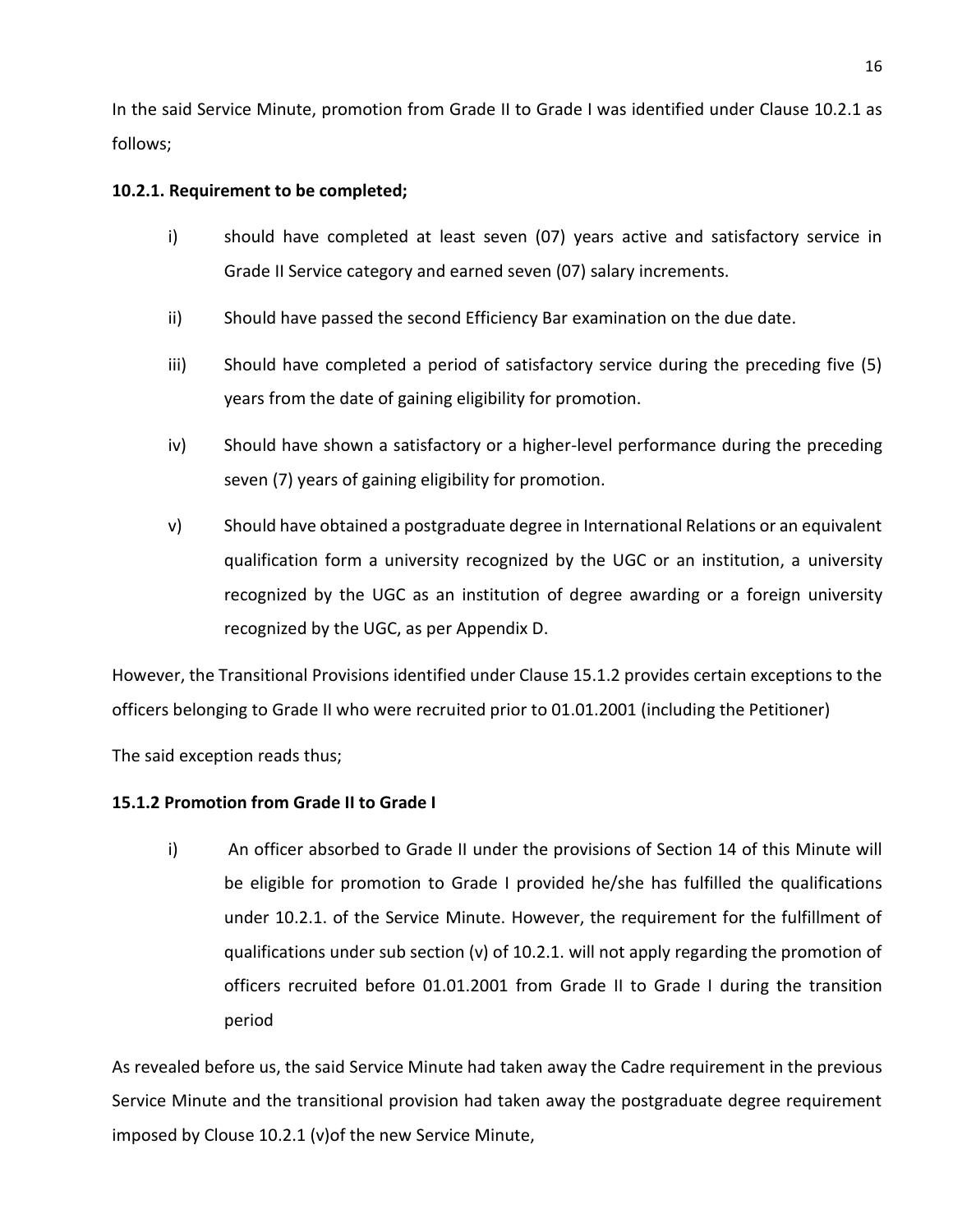In the said Service Minute, promotion from Grade II to Grade I was identified under Clause 10.2.1 as follows;

**10.2.1. Requirement to be completed;**

i) should have completed at least seven (07) years active and satisfactory service in Grade II Service category and earned seven (07) salary increments.

ii) Should have passed the second Efficiency Bar examination on the due date.

iii) Should have completed a period of satisfactory service during the preceding five (5) years from the date of gaining eligibility for promotion.

iv) Should have shown a satisfactory or a higher-level performance during the preceding seven (7) years of gaining eligibility for promotion.

v) Should have obtained a postgraduate degree in International Relations or an equivalent qualification form a university recognized by the UGC or an institution, a university recognized by the UGC as an institution of degree awarding or a foreign university recognized by the UGC, as per Appendix D.

However, the Transitional Provisions identified under Clause 15.1.2 provides certain exceptions to the officers belonging to Grade II who were recruited prior to 01.01.2001 (including the Petitioner)

The said exception reads thus;

**15.1.2 Promotion from Grade II to Grade I**

i) An officer absorbed to Grade II under the provisions of Section 14 of this Minute will be eligible for promotion to Grade I provided he/she has fulfilled the qualifications under 10.2.1. of the Service Minute. However, the requirement for the fulfillment of qualifications under sub section (v) of 10.2.1. will not apply regarding the promotion of officers recruited before 01.01.2001 from Grade II to Grade I during the transition period

As revealed before us, the said Service Minute had taken away the Cadre requirement in the previous Service Minute and the transitional provision had taken away the postgraduate degree requirement imposed by Clouse 10.2.1 (v)of the new Service Minute,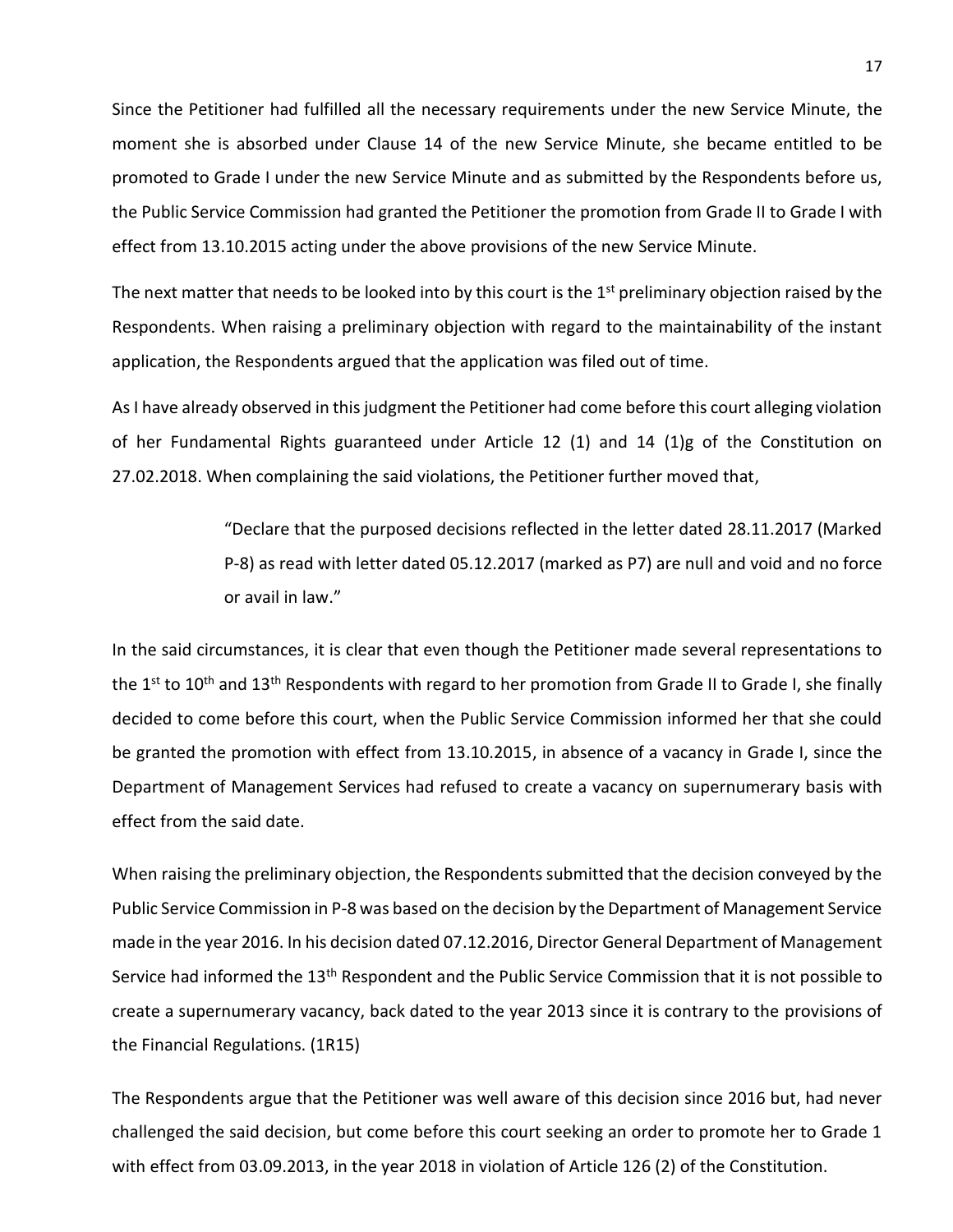Since the Petitioner had fulfilled all the necessary requirements under the new Service Minute, the moment she is absorbed under Clause 14 of the new Service Minute, she became entitled to be promoted to Grade I under the new Service Minute and as submitted by the Respondents before us, the Public Service Commission had granted the Petitioner the promotion from Grade II to Grade I with effect from 13.10.2015 acting under the above provisions of the new Service Minute.

The next matter that needs to be looked into by this court is the 1st preliminary objection raised by the Respondents. When raising a preliminary objection with regard to the maintainability of the instant application, the Respondents argued that the application was filed out of time.

As I have already observed in this judgment the Petitioner had come before this court alleging violation of her Fundamental Rights guaranteed under Article 12 (1) and 14 (1)g of the Constitution on 27.02.2018. When complaining the said violations, the Petitioner further moved that,

> "Declare that the purposed decisions reflected in the letter dated 28.11.2017 (Marked P-8) as read with letter dated 05.12.2017 (marked as P7) are null and void and no force or avail in law."

In the said circumstances, it is clear that even though the Petitioner made several representations to the 1st to 10th and 13th Respondents with regard to her promotion from Grade II to Grade I, she finally decided to come before this court, when the Public Service Commission informed her that she could be granted the promotion with effect from 13.10.2015, in absence of a vacancy in Grade I, since the Department of Management Services had refused to create a vacancy on supernumerary basis with effect from the said date.

When raising the preliminary objection, the Respondents submitted that the decision conveyed by the Public Service Commission in P-8 was based on the decision by the Department of Management Service made in the year 2016. In his decision dated 07.12.2016, Director General Department of Management Service had informed the 13th Respondent and the Public Service Commission that it is not possible to create a supernumerary vacancy, back dated to the year 2013 since it is contrary to the provisions of the Financial Regulations. (1R15)

The Respondents argue that the Petitioner was well aware of this decision since 2016 but, had never challenged the said decision, but come before this court seeking an order to promote her to Grade 1 with effect from 03.09.2013, in the year 2018 in violation of Article 126 (2) of the Constitution.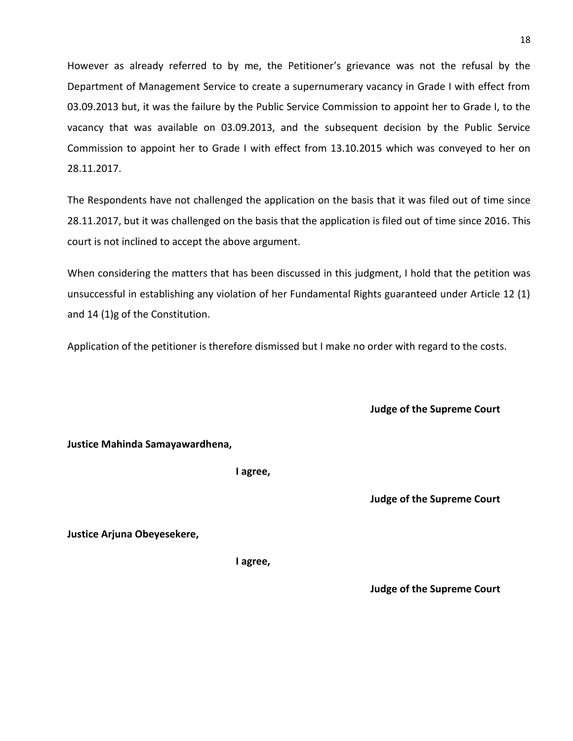However as already referred to by me, the Petitioner's grievance was not the refusal by the Department of Management Service to create a supernumerary vacancy in Grade I with effect from 03.09.2013 but, it was the failure by the Public Service Commission to appoint her to Grade I, to the vacancy that was available on 03.09.2013, and the subsequent decision by the Public Service Commission to appoint her to Grade I with effect from 13.10.2015 which was conveyed to her on 28.11.2017.

The Respondents have not challenged the application on the basis that it was filed out of time since 28.11.2017, but it was challenged on the basis that the application is filed out of time since 2016. This court is not inclined to accept the above argument.

When considering the matters that has been discussed in this judgment, I hold that the petition was unsuccessful in establishing any violation of her Fundamental Rights guaranteed under Article 12 (1) and 14 (1)g of the Constitution.

Application of the petitioner is therefore dismissed but I make no order with regard to the costs.

**Judge of the Supreme Court**

**Justice Mahinda Samayawardhena,**

**I agree,**

**Judge of the Supreme Court**

**Justice Arjuna Obeyesekere,**

**I agree,**

**Judge of the Supreme Court**